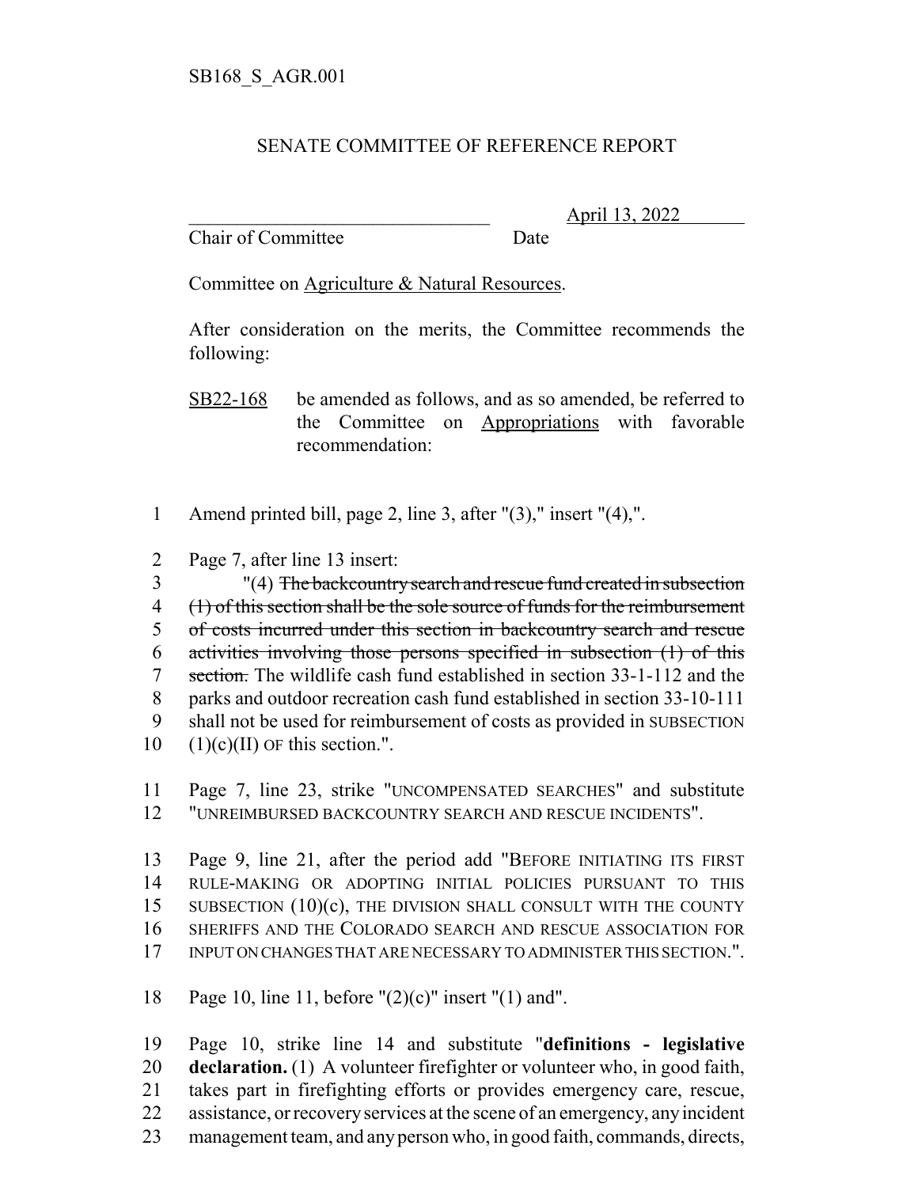SB168_S_AGR.001

# SENATE COMMITTEE OF REFERENCE REPORT

\_\_\_\_\_\_\_\_\_\_\_\_\_\_\_\_\_\_\_\_\_\_\_\_\_\_\_\_\_\_\_\_ April 13, 2022

Chair of Committee Date

Committee on Agriculture & Natural Resources.

After consideration on the merits, the Committee recommends the following:

SB22-168 be amended as follows, and as so amended, be referred to the Committee on Appropriations with favorable recommendation:

1 Amend printed bill, page 2, line 3, after "(3)," insert "(4),".

2 Page 7, after line 13 insert:

3 "(4) ~~The backcountry search and rescue fund created in subsection~~
4 ~~(1) of this section shall be the sole source of funds for the reimbursement~~
5 ~~of costs incurred under this section in backcountry search and rescue~~
6 ~~activities involving those persons specified in subsection (1) of this~~
7 ~~section.~~ The wildlife cash fund established in section 33-1-112 and the
8 parks and outdoor recreation cash fund established in section 33-10-111
9 shall not be used for reimbursement of costs as provided in SUBSECTION
10 (1)(c)(II) OF this section.".

11 Page 7, line 23, strike "UNCOMPENSATED SEARCHES" and substitute
12 "UNREIMBURSED BACKCOUNTRY SEARCH AND RESCUE INCIDENTS".

13 Page 9, line 21, after the period add "BEFORE INITIATING ITS FIRST
14 RULE-MAKING OR ADOPTING INITIAL POLICIES PURSUANT TO THIS
15 SUBSECTION (10)(c), THE DIVISION SHALL CONSULT WITH THE COUNTY
16 SHERIFFS AND THE COLORADO SEARCH AND RESCUE ASSOCIATION FOR
17 INPUT ON CHANGES THAT ARE NECESSARY TO ADMINISTER THIS SECTION.".

18 Page 10, line 11, before "(2)(c)" insert "(1) and".

19 Page 10, strike line 14 and substitute "**definitions - legislative**
20 **declaration.** (1) A volunteer firefighter or volunteer who, in good faith,
21 takes part in firefighting efforts or provides emergency care, rescue,
22 assistance, or recovery services at the scene of an emergency, any incident
23 management team, and any person who, in good faith, commands, directs,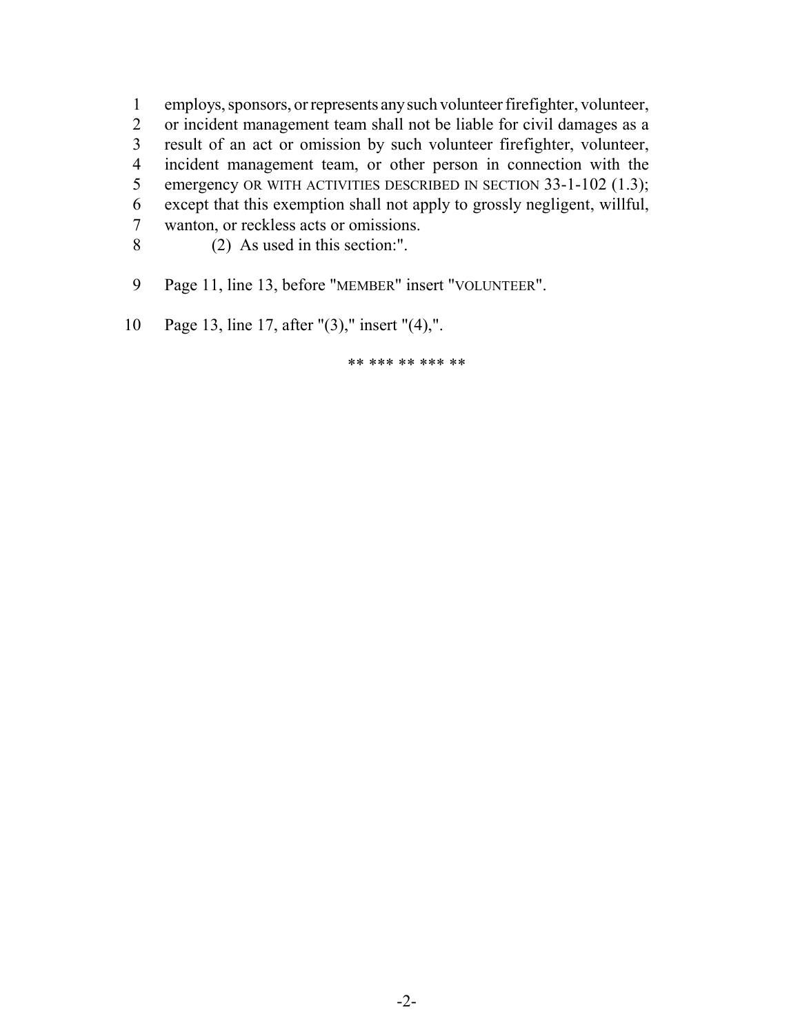1 employs, sponsors, or represents any such volunteer firefighter, volunteer,
2 or incident management team shall not be liable for civil damages as a
3 result of an act or omission by such volunteer firefighter, volunteer,
4 incident management team, or other person in connection with the
5 emergency OR WITH ACTIVITIES DESCRIBED IN SECTION 33-1-102 (1.3);
6 except that this exemption shall not apply to grossly negligent, willful,
7 wanton, or reckless acts or omissions.
8 (2) As used in this section:".

9 Page 11, line 13, before "MEMBER" insert "VOLUNTEER".

10 Page 13, line 17, after "(3)," insert "(4),".

** *** ** *** **